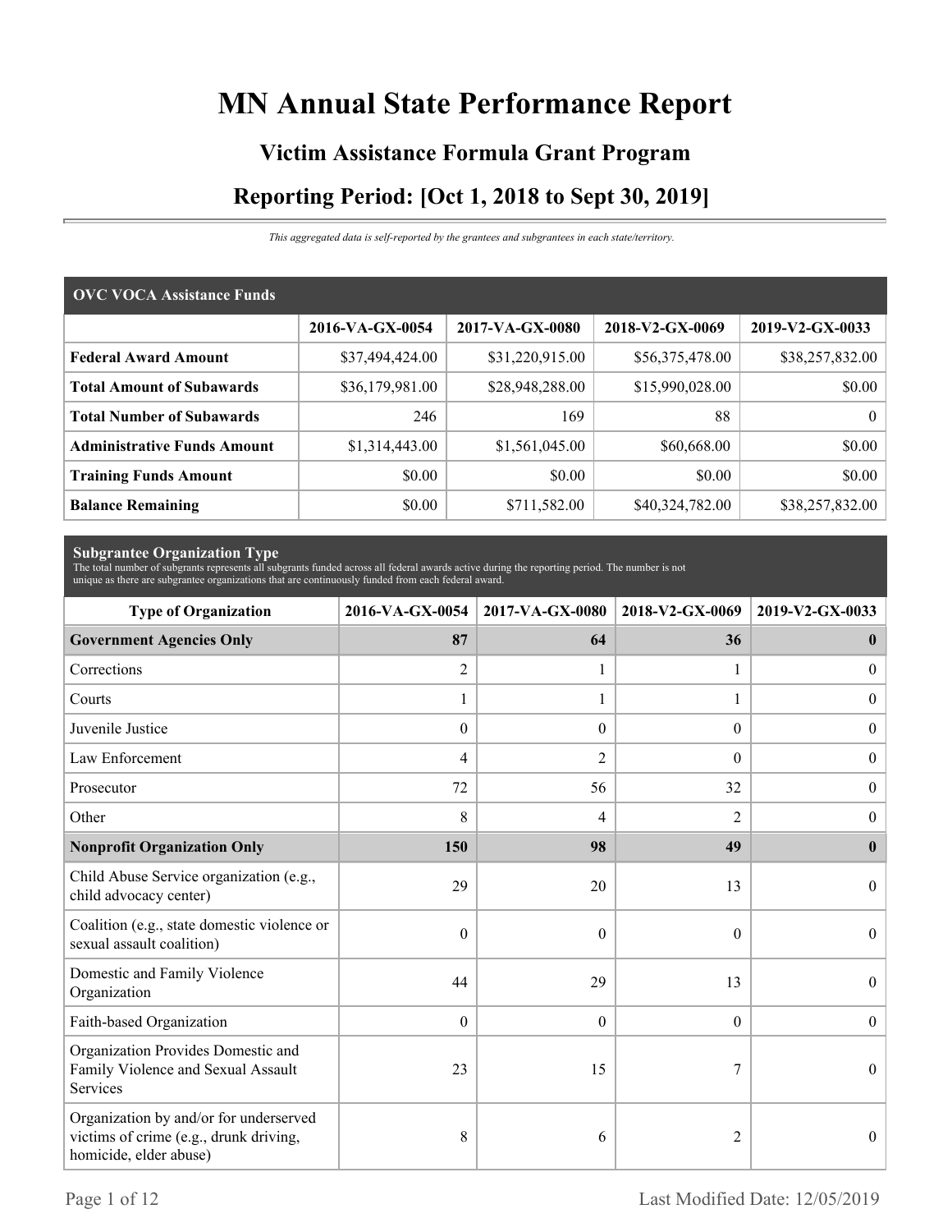// MN Annual State Performance Report

# MN Annual State Performance Report

## Victim Assistance Formula Grant Program

## Reporting Period: [Oct 1, 2018 to Sept 30, 2019]

*This aggregated data is self-reported by the grantees and subgrantees in each state/territory.*

| OVC VOCA Assistance Funds | 2016-VA-GX-0054 | 2017-VA-GX-0080 | 2018-V2-GX-0069 | 2019-V2-GX-0033 |
|---|---|---|---|---|
| **Federal Award Amount** | $37,494,424.00 | $31,220,915.00 | $56,375,478.00 | $38,257,832.00 |
| **Total Amount of Subawards** | $36,179,981.00 | $28,948,288.00 | $15,990,028.00 | $0.00 |
| **Total Number of Subawards** | 246 | 169 | 88 | 0 |
| **Administrative Funds Amount** | $1,314,443.00 | $1,561,045.00 | $60,668.00 | $0.00 |
| **Training Funds Amount** | $0.00 | $0.00 | $0.00 | $0.00 |
| **Balance Remaining** | $0.00 | $711,582.00 | $40,324,782.00 | $38,257,832.00 |

### Subgrantee Organization Type

The total number of subgrants represents all subgrants funded across all federal awards active during the reporting period. The number is not unique as there are subgrantee organizations that are continuously funded from each federal award.

| Type of Organization | 2016-VA-GX-0054 | 2017-VA-GX-0080 | 2018-V2-GX-0069 | 2019-V2-GX-0033 |
|---|---|---|---|---|
| **Government Agencies Only** | **87** | **64** | **36** | **0** |
| Corrections | 2 | 1 | 1 | 0 |
| Courts | 1 | 1 | 1 | 0 |
| Juvenile Justice | 0 | 0 | 0 | 0 |
| Law Enforcement | 4 | 2 | 0 | 0 |
| Prosecutor | 72 | 56 | 32 | 0 |
| Other | 8 | 4 | 2 | 0 |
| **Nonprofit Organization Only** | **150** | **98** | **49** | **0** |
| Child Abuse Service organization (e.g., child advocacy center) | 29 | 20 | 13 | 0 |
| Coalition (e.g., state domestic violence or sexual assault coalition) | 0 | 0 | 0 | 0 |
| Domestic and Family Violence Organization | 44 | 29 | 13 | 0 |
| Faith-based Organization | 0 | 0 | 0 | 0 |
| Organization Provides Domestic and Family Violence and Sexual Assault Services | 23 | 15 | 7 | 0 |
| Organization by and/or for underserved victims of crime (e.g., drunk driving, homicide, elder abuse) | 8 | 6 | 2 | 0 |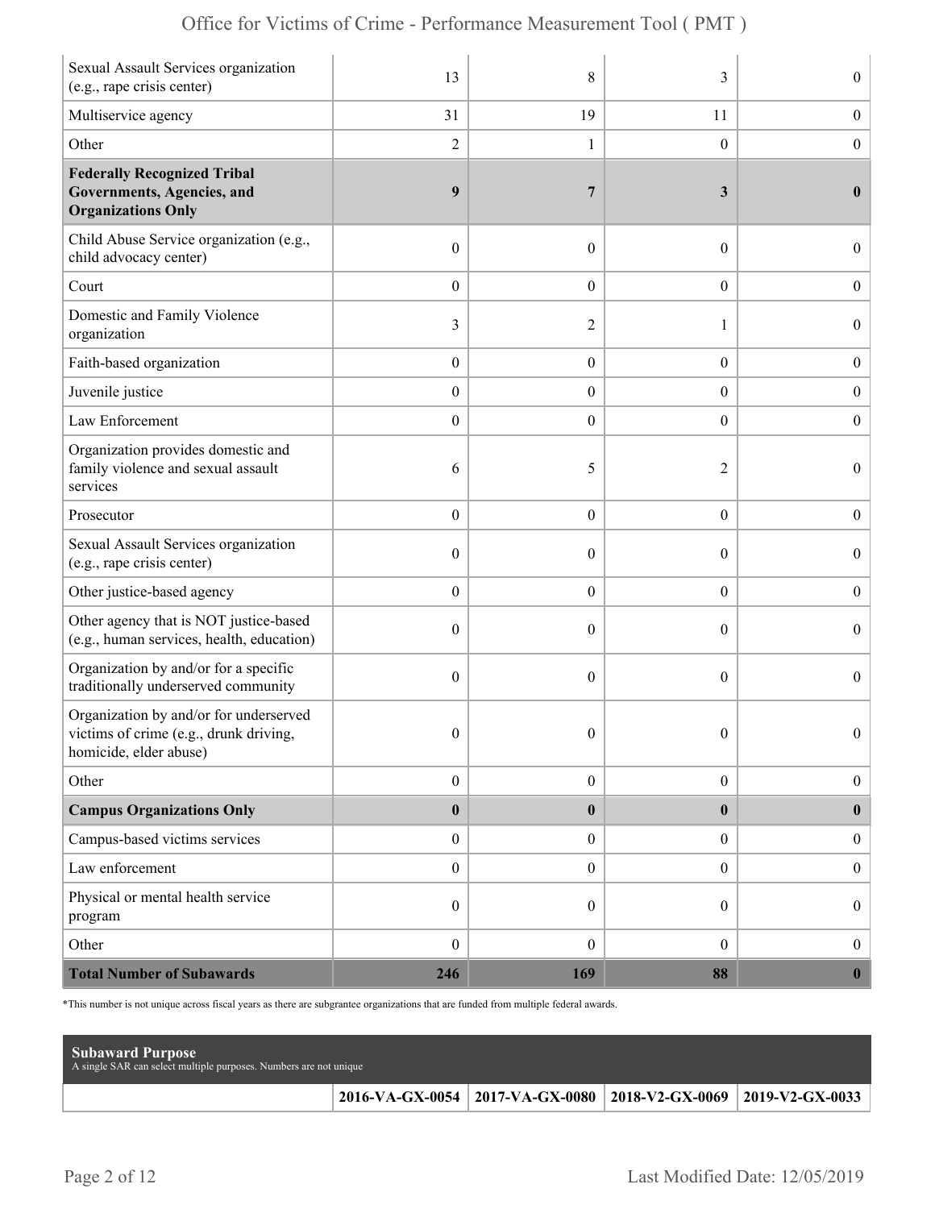| | | | | |
|---|---|---|---|---|
| Sexual Assault Services organization (e.g., rape crisis center) | 13 | 8 | 3 | 0 |
| Multiservice agency | 31 | 19 | 11 | 0 |
| Other | 2 | 1 | 0 | 0 |
| **Federally Recognized Tribal Governments, Agencies, and Organizations Only** | **9** | **7** | **3** | **0** |
| Child Abuse Service organization (e.g., child advocacy center) | 0 | 0 | 0 | 0 |
| Court | 0 | 0 | 0 | 0 |
| Domestic and Family Violence organization | 3 | 2 | 1 | 0 |
| Faith-based organization | 0 | 0 | 0 | 0 |
| Juvenile justice | 0 | 0 | 0 | 0 |
| Law Enforcement | 0 | 0 | 0 | 0 |
| Organization provides domestic and family violence and sexual assault services | 6 | 5 | 2 | 0 |
| Prosecutor | 0 | 0 | 0 | 0 |
| Sexual Assault Services organization (e.g., rape crisis center) | 0 | 0 | 0 | 0 |
| Other justice-based agency | 0 | 0 | 0 | 0 |
| Other agency that is NOT justice-based (e.g., human services, health, education) | 0 | 0 | 0 | 0 |
| Organization by and/or for a specific traditionally underserved community | 0 | 0 | 0 | 0 |
| Organization by and/or for underserved victims of crime (e.g., drunk driving, homicide, elder abuse) | 0 | 0 | 0 | 0 |
| Other | 0 | 0 | 0 | 0 |
| **Campus Organizations Only** | **0** | **0** | **0** | **0** |
| Campus-based victims services | 0 | 0 | 0 | 0 |
| Law enforcement | 0 | 0 | 0 | 0 |
| Physical or mental health service program | 0 | 0 | 0 | 0 |
| Other | 0 | 0 | 0 | 0 |
| **Total Number of Subawards** | **246** | **169** | **88** | **0** |

*This number is not unique across fiscal years as there are subgrantee organizations that are funded from multiple federal awards.

**Subaward Purpose**
A single SAR can select multiple purposes. Numbers are not unique

| | 2016-VA-GX-0054 | 2017-VA-GX-0080 | 2018-V2-GX-0069 | 2019-V2-GX-0033 |
|---|---|---|---|---|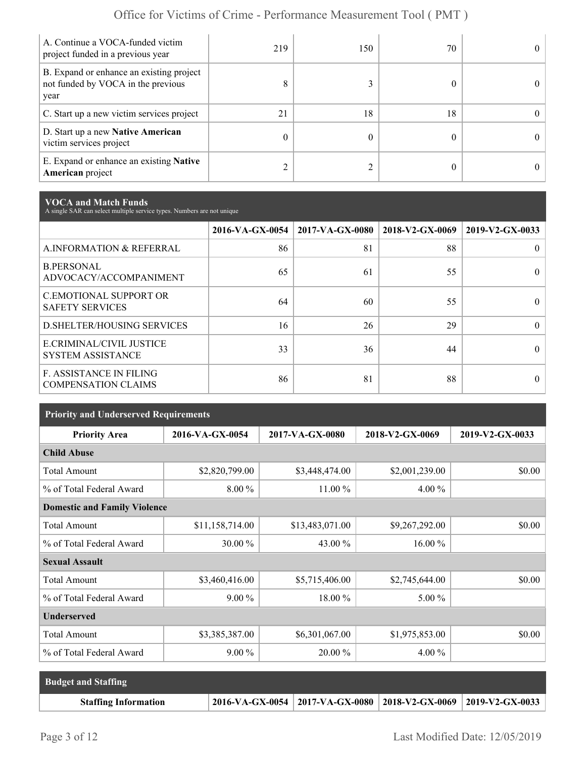| | | | | |
|---|---|---|---|---|
| A. Continue a VOCA-funded victim project funded in a previous year | 219 | 150 | 70 | 0 |
| B. Expand or enhance an existing project not funded by VOCA in the previous year | 8 | 3 | 0 | 0 |
| C. Start up a new victim services project | 21 | 18 | 18 | 0 |
| D. Start up a new **Native American** victim services project | 0 | 0 | 0 | 0 |
| E. Expand or enhance an existing **Native American** project | 2 | 2 | 0 | 0 |

## VOCA and Match Funds

A single SAR can select multiple service types. Numbers are not unique

| | 2016-VA-GX-0054 | 2017-VA-GX-0080 | 2018-V2-GX-0069 | 2019-V2-GX-0033 |
|---|---|---|---|---|
| A.INFORMATION & REFERRAL | 86 | 81 | 88 | 0 |
| B.PERSONAL ADVOCACY/ACCOMPANIMENT | 65 | 61 | 55 | 0 |
| C.EMOTIONAL SUPPORT OR SAFETY SERVICES | 64 | 60 | 55 | 0 |
| D.SHELTER/HOUSING SERVICES | 16 | 26 | 29 | 0 |
| E.CRIMINAL/CIVIL JUSTICE SYSTEM ASSISTANCE | 33 | 36 | 44 | 0 |
| F. ASSISTANCE IN FILING COMPENSATION CLAIMS | 86 | 81 | 88 | 0 |

## Priority and Underserved Requirements

| Priority Area | 2016-VA-GX-0054 | 2017-VA-GX-0080 | 2018-V2-GX-0069 | 2019-V2-GX-0033 |
|---|---|---|---|---|
| **Child Abuse** | | | | |
| Total Amount | $2,820,799.00 | $3,448,474.00 | $2,001,239.00 | $0.00 |
| % of Total Federal Award | 8.00 % | 11.00 % | 4.00 % | |
| **Domestic and Family Violence** | | | | |
| Total Amount | $11,158,714.00 | $13,483,071.00 | $9,267,292.00 | $0.00 |
| % of Total Federal Award | 30.00 % | 43.00 % | 16.00 % | |
| **Sexual Assault** | | | | |
| Total Amount | $3,460,416.00 | $5,715,406.00 | $2,745,644.00 | $0.00 |
| % of Total Federal Award | 9.00 % | 18.00 % | 5.00 % | |
| **Underserved** | | | | |
| Total Amount | $3,385,387.00 | $6,301,067.00 | $1,975,853.00 | $0.00 |
| % of Total Federal Award | 9.00 % | 20.00 % | 4.00 % | |

## Budget and Staffing

| Staffing Information | 2016-VA-GX-0054 | 2017-VA-GX-0080 | 2018-V2-GX-0069 | 2019-V2-GX-0033 |
|---|---|---|---|---|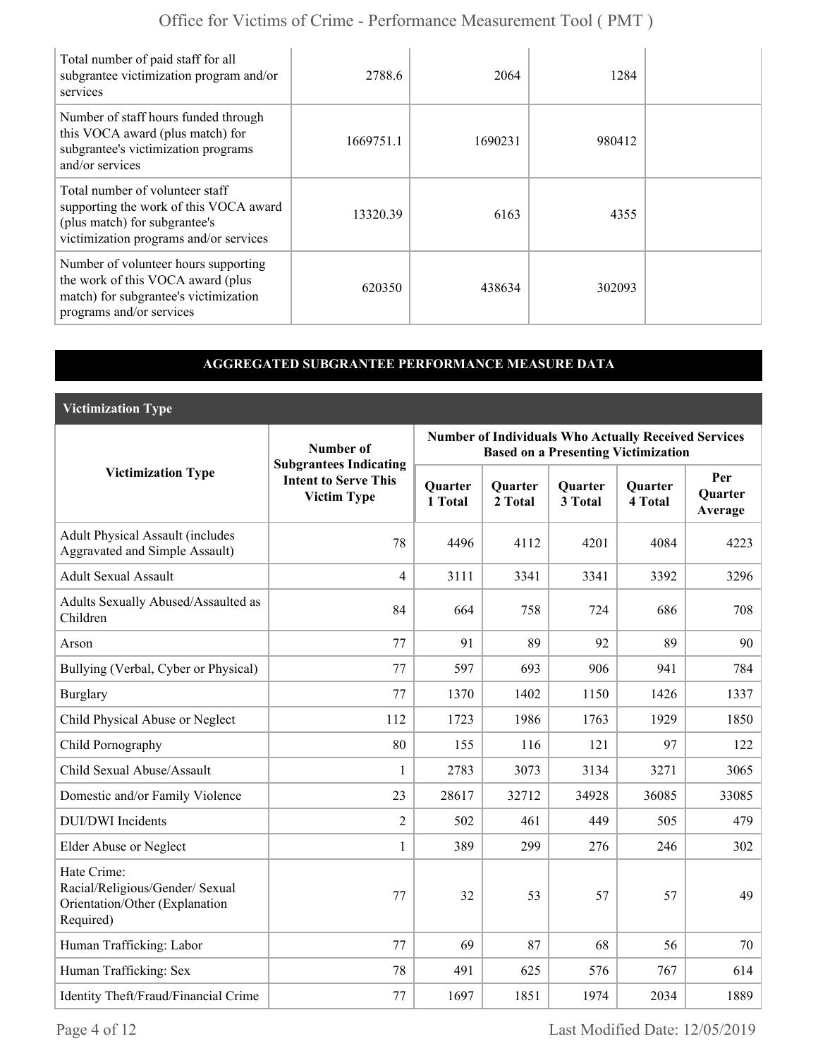| | | | | |
|---|---|---|---|---|
| Total number of paid staff for all subgrantee victimization program and/or services | 2788.6 | 2064 | 1284 | |
| Number of staff hours funded through this VOCA award (plus match) for subgrantee's victimization programs and/or services | 1669751.1 | 1690231 | 980412 | |
| Total number of volunteer staff supporting the work of this VOCA award (plus match) for subgrantee's victimization programs and/or services | 13320.39 | 6163 | 4355 | |
| Number of volunteer hours supporting the work of this VOCA award (plus match) for subgrantee's victimization programs and/or services | 620350 | 438634 | 302093 | |

## AGGREGATED SUBGRANTEE PERFORMANCE MEASURE DATA

### Victimization Type

| Victimization Type | Number of Subgrantees Indicating Intent to Serve This Victim Type | Number of Individuals Who Actually Received Services Based on a Presenting Victimization | | | | |
|---|---|---|---|---|---|---|
| | | Quarter 1 Total | Quarter 2 Total | Quarter 3 Total | Quarter 4 Total | Per Quarter Average |
| Adult Physical Assault (includes Aggravated and Simple Assault) | 78 | 4496 | 4112 | 4201 | 4084 | 4223 |
| Adult Sexual Assault | 4 | 3111 | 3341 | 3341 | 3392 | 3296 |
| Adults Sexually Abused/Assaulted as Children | 84 | 664 | 758 | 724 | 686 | 708 |
| Arson | 77 | 91 | 89 | 92 | 89 | 90 |
| Bullying (Verbal, Cyber or Physical) | 77 | 597 | 693 | 906 | 941 | 784 |
| Burglary | 77 | 1370 | 1402 | 1150 | 1426 | 1337 |
| Child Physical Abuse or Neglect | 112 | 1723 | 1986 | 1763 | 1929 | 1850 |
| Child Pornography | 80 | 155 | 116 | 121 | 97 | 122 |
| Child Sexual Abuse/Assault | 1 | 2783 | 3073 | 3134 | 3271 | 3065 |
| Domestic and/or Family Violence | 23 | 28617 | 32712 | 34928 | 36085 | 33085 |
| DUI/DWI Incidents | 2 | 502 | 461 | 449 | 505 | 479 |
| Elder Abuse or Neglect | 1 | 389 | 299 | 276 | 246 | 302 |
| Hate Crime: Racial/Religious/Gender/ Sexual Orientation/Other (Explanation Required) | 77 | 32 | 53 | 57 | 57 | 49 |
| Human Trafficking: Labor | 77 | 69 | 87 | 68 | 56 | 70 |
| Human Trafficking: Sex | 78 | 491 | 625 | 576 | 767 | 614 |
| Identity Theft/Fraud/Financial Crime | 77 | 1697 | 1851 | 1974 | 2034 | 1889 |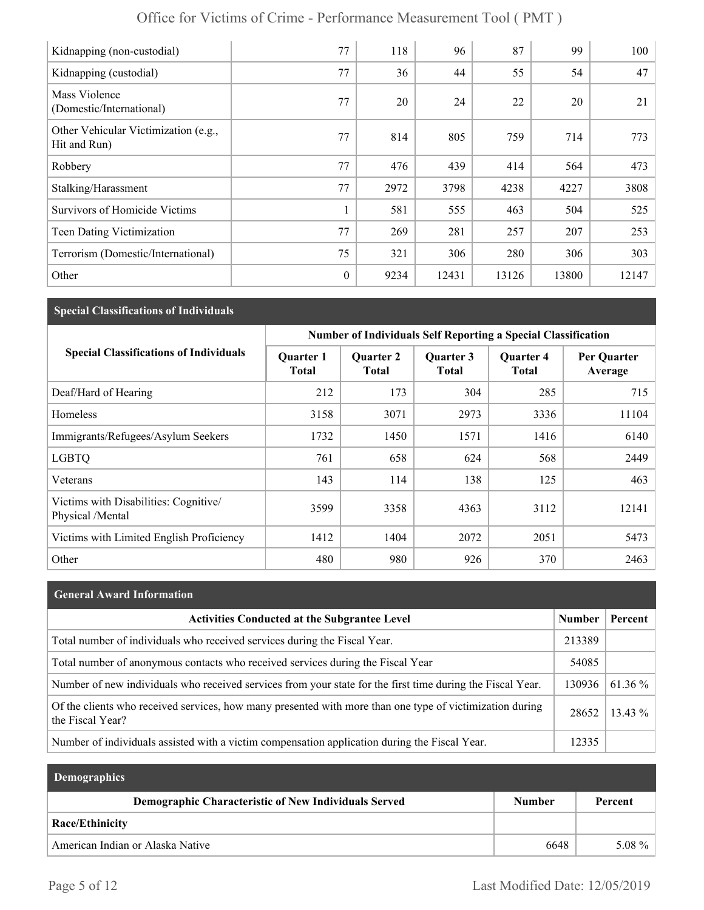| | | | | | | |
|---|---|---|---|---|---|---|
| Kidnapping (non-custodial) | 77 | 118 | 96 | 87 | 99 | 100 |
| Kidnapping (custodial) | 77 | 36 | 44 | 55 | 54 | 47 |
| Mass Violence (Domestic/International) | 77 | 20 | 24 | 22 | 20 | 21 |
| Other Vehicular Victimization (e.g., Hit and Run) | 77 | 814 | 805 | 759 | 714 | 773 |
| Robbery | 77 | 476 | 439 | 414 | 564 | 473 |
| Stalking/Harassment | 77 | 2972 | 3798 | 4238 | 4227 | 3808 |
| Survivors of Homicide Victims | 1 | 581 | 555 | 463 | 504 | 525 |
| Teen Dating Victimization | 77 | 269 | 281 | 257 | 207 | 253 |
| Terrorism (Domestic/International) | 75 | 321 | 306 | 280 | 306 | 303 |
| Other | 0 | 9234 | 12431 | 13126 | 13800 | 12147 |

## Special Classifications of Individuals

| Special Classifications of Individuals | Number of Individuals Self Reporting a Special Classification | | | | |
|---|---|---|---|---|---|
| | Quarter 1 Total | Quarter 2 Total | Quarter 3 Total | Quarter 4 Total | Per Quarter Average |
| Deaf/Hard of Hearing | 212 | 173 | 304 | 285 | 715 |
| Homeless | 3158 | 3071 | 2973 | 3336 | 11104 |
| Immigrants/Refugees/Asylum Seekers | 1732 | 1450 | 1571 | 1416 | 6140 |
| LGBTQ | 761 | 658 | 624 | 568 | 2449 |
| Veterans | 143 | 114 | 138 | 125 | 463 |
| Victims with Disabilities: Cognitive/ Physical /Mental | 3599 | 3358 | 4363 | 3112 | 12141 |
| Victims with Limited English Proficiency | 1412 | 1404 | 2072 | 2051 | 5473 |
| Other | 480 | 980 | 926 | 370 | 2463 |

## General Award Information

| Activities Conducted at the Subgrantee Level | Number | Percent |
|---|---|---|
| Total number of individuals who received services during the Fiscal Year. | 213389 | |
| Total number of anonymous contacts who received services during the Fiscal Year | 54085 | |
| Number of new individuals who received services from your state for the first time during the Fiscal Year. | 130936 | 61.36 % |
| Of the clients who received services, how many presented with more than one type of victimization during the Fiscal Year? | 28652 | 13.43 % |
| Number of individuals assisted with a victim compensation application during the Fiscal Year. | 12335 | |

## Demographics

| Demographic Characteristic of New Individuals Served | Number | Percent |
|---|---|---|
| **Race/Ethinicity** | | |
| American Indian or Alaska Native | 6648 | 5.08 % |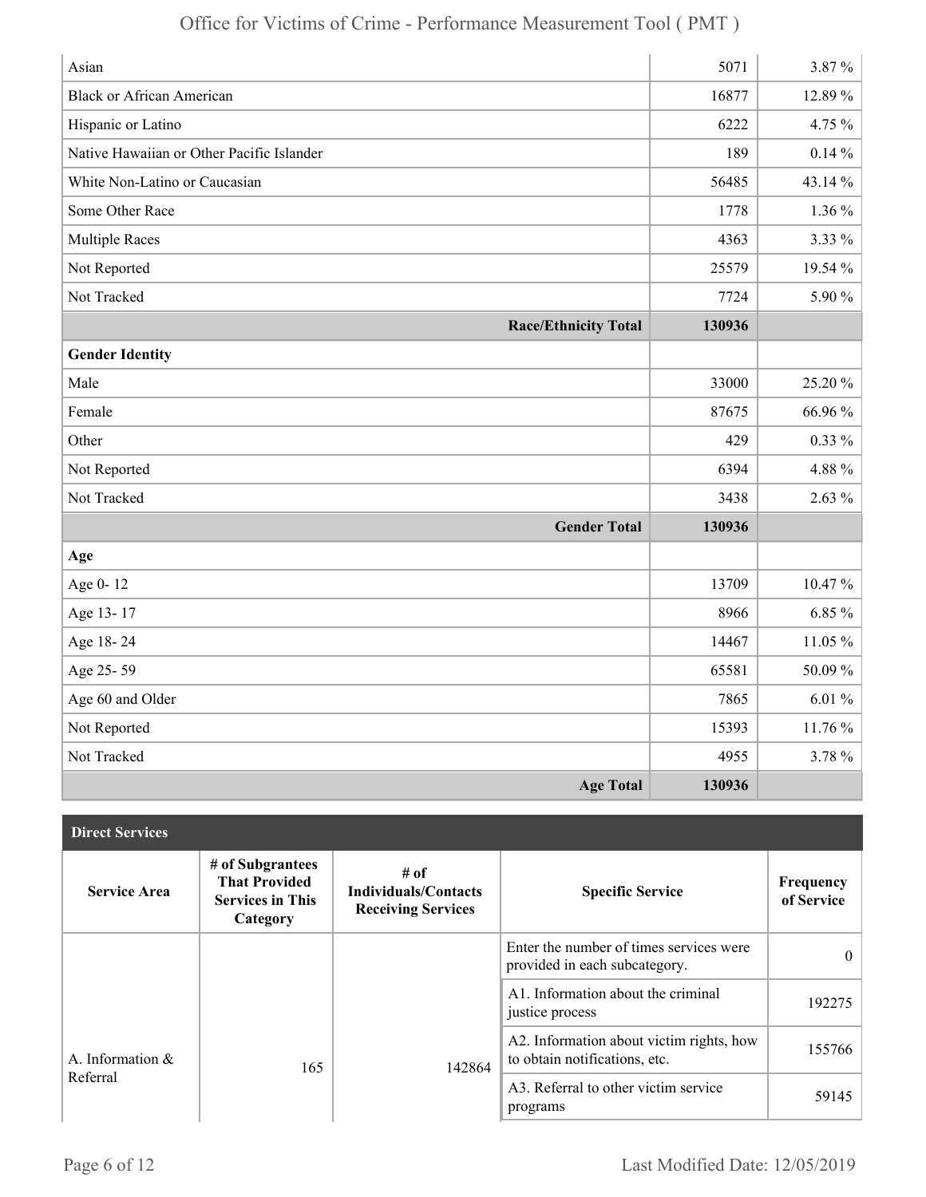| | | |
|---|---|---|
| Asian | 5071 | 3.87 % |
| Black or African American | 16877 | 12.89 % |
| Hispanic or Latino | 6222 | 4.75 % |
| Native Hawaiian or Other Pacific Islander | 189 | 0.14 % |
| White Non-Latino or Caucasian | 56485 | 43.14 % |
| Some Other Race | 1778 | 1.36 % |
| Multiple Races | 4363 | 3.33 % |
| Not Reported | 25579 | 19.54 % |
| Not Tracked | 7724 | 5.90 % |
| **Race/Ethnicity Total** | **130936** | |
| **Gender Identity** | | |
| Male | 33000 | 25.20 % |
| Female | 87675 | 66.96 % |
| Other | 429 | 0.33 % |
| Not Reported | 6394 | 4.88 % |
| Not Tracked | 3438 | 2.63 % |
| **Gender Total** | **130936** | |
| **Age** | | |
| Age 0- 12 | 13709 | 10.47 % |
| Age 13- 17 | 8966 | 6.85 % |
| Age 18- 24 | 14467 | 11.05 % |
| Age 25- 59 | 65581 | 50.09 % |
| Age 60 and Older | 7865 | 6.01 % |
| Not Reported | 15393 | 11.76 % |
| Not Tracked | 4955 | 3.78 % |
| **Age Total** | **130936** | |

**Direct Services**

| Service Area | # of Subgrantees That Provided Services in This Category | # of Individuals/Contacts Receiving Services | Specific Service | Frequency of Service |
|---|---|---|---|---|
| A. Information & Referral | 165 | 142864 | Enter the number of times services were provided in each subcategory. | 0 |
| | | | A1. Information about the criminal justice process | 192275 |
| | | | A2. Information about victim rights, how to obtain notifications, etc. | 155766 |
| | | | A3. Referral to other victim service programs | 59145 |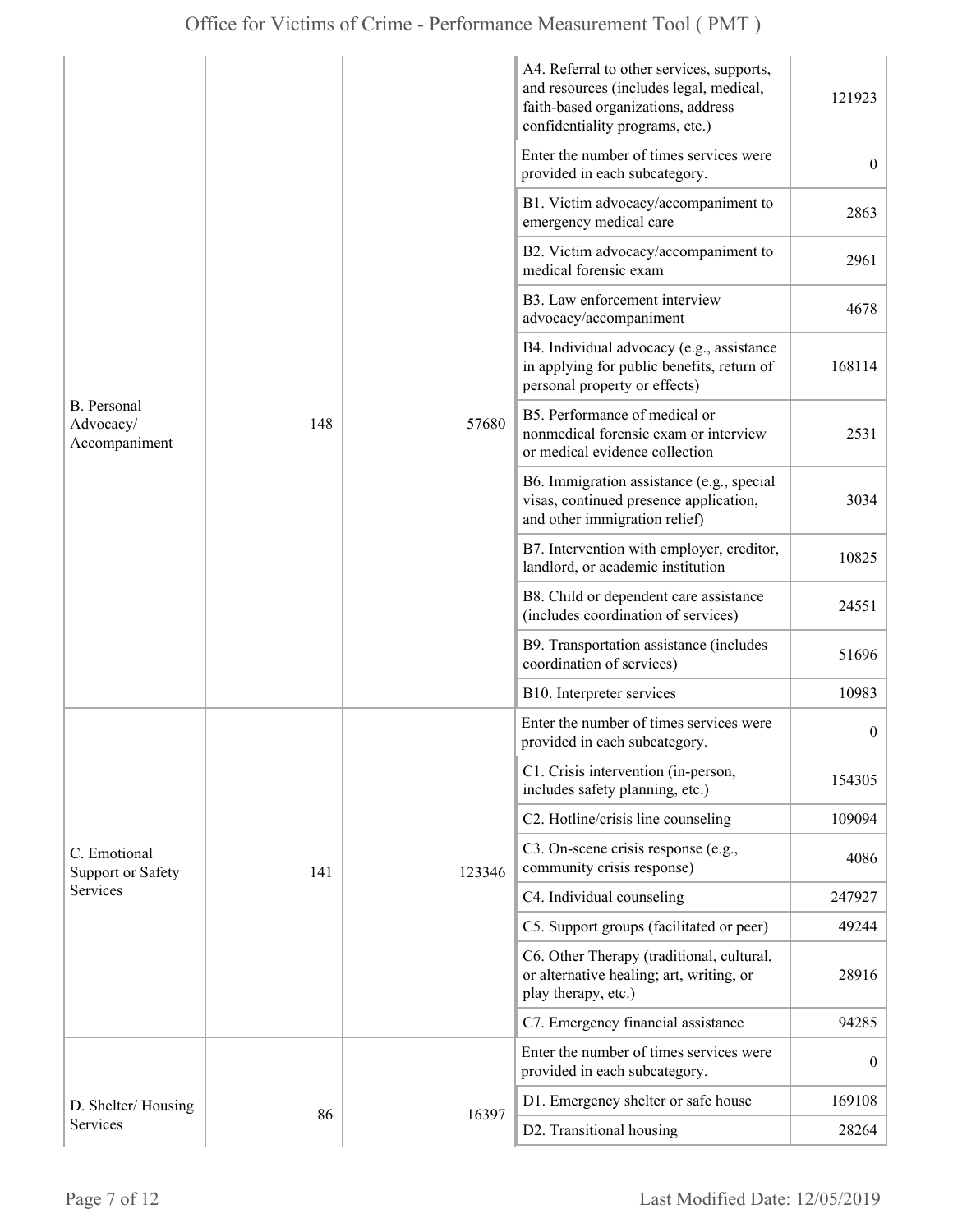| | | | | |
|---|---|---|---|---|
| | | | A4. Referral to other services, supports, and resources (includes legal, medical, faith-based organizations, address confidentiality programs, etc.) | 121923 |
| B. Personal Advocacy/ Accompaniment | 148 | 57680 | Enter the number of times services were provided in each subcategory. | 0 |
| | | | B1. Victim advocacy/accompaniment to emergency medical care | 2863 |
| | | | B2. Victim advocacy/accompaniment to medical forensic exam | 2961 |
| | | | B3. Law enforcement interview advocacy/accompaniment | 4678 |
| | | | B4. Individual advocacy (e.g., assistance in applying for public benefits, return of personal property or effects) | 168114 |
| | | | B5. Performance of medical or nonmedical forensic exam or interview or medical evidence collection | 2531 |
| | | | B6. Immigration assistance (e.g., special visas, continued presence application, and other immigration relief) | 3034 |
| | | | B7. Intervention with employer, creditor, landlord, or academic institution | 10825 |
| | | | B8. Child or dependent care assistance (includes coordination of services) | 24551 |
| | | | B9. Transportation assistance (includes coordination of services) | 51696 |
| | | | B10. Interpreter services | 10983 |
| C. Emotional Support or Safety Services | 141 | 123346 | Enter the number of times services were provided in each subcategory. | 0 |
| | | | C1. Crisis intervention (in-person, includes safety planning, etc.) | 154305 |
| | | | C2. Hotline/crisis line counseling | 109094 |
| | | | C3. On-scene crisis response (e.g., community crisis response) | 4086 |
| | | | C4. Individual counseling | 247927 |
| | | | C5. Support groups (facilitated or peer) | 49244 |
| | | | C6. Other Therapy (traditional, cultural, or alternative healing; art, writing, or play therapy, etc.) | 28916 |
| | | | C7. Emergency financial assistance | 94285 |
| D. Shelter/ Housing Services | 86 | 16397 | Enter the number of times services were provided in each subcategory. | 0 |
| | | | D1. Emergency shelter or safe house | 169108 |
| | | | D2. Transitional housing | 28264 |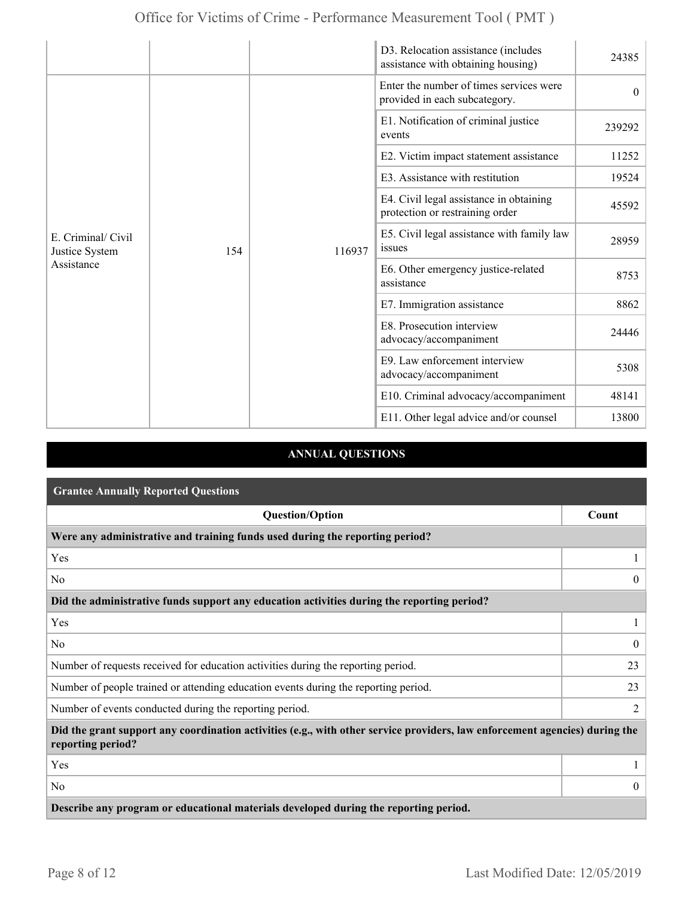| | | | | |
|---|---|---|---|---|
| | | | D3. Relocation assistance (includes assistance with obtaining housing) | 24385 |
| E. Criminal/ Civil Justice System Assistance | 154 | 116937 | Enter the number of times services were provided in each subcategory. | 0 |
| | | | E1. Notification of criminal justice events | 239292 |
| | | | E2. Victim impact statement assistance | 11252 |
| | | | E3. Assistance with restitution | 19524 |
| | | | E4. Civil legal assistance in obtaining protection or restraining order | 45592 |
| | | | E5. Civil legal assistance with family law issues | 28959 |
| | | | E6. Other emergency justice-related assistance | 8753 |
| | | | E7. Immigration assistance | 8862 |
| | | | E8. Prosecution interview advocacy/accompaniment | 24446 |
| | | | E9. Law enforcement interview advocacy/accompaniment | 5308 |
| | | | E10. Criminal advocacy/accompaniment | 48141 |
| | | | E11. Other legal advice and/or counsel | 13800 |

## ANNUAL QUESTIONS

### Grantee Annually Reported Questions

| Question/Option | Count |
|---|---|
| **Were any administrative and training funds used during the reporting period?** | |
| Yes | 1 |
| No | 0 |
| **Did the administrative funds support any education activities during the reporting period?** | |
| Yes | 1 |
| No | 0 |
| Number of requests received for education activities during the reporting period. | 23 |
| Number of people trained or attending education events during the reporting period. | 23 |
| Number of events conducted during the reporting period. | 2 |
| **Did the grant support any coordination activities (e.g., with other service providers, law enforcement agencies) during the reporting period?** | |
| Yes | 1 |
| No | 0 |
| **Describe any program or educational materials developed during the reporting period.** | |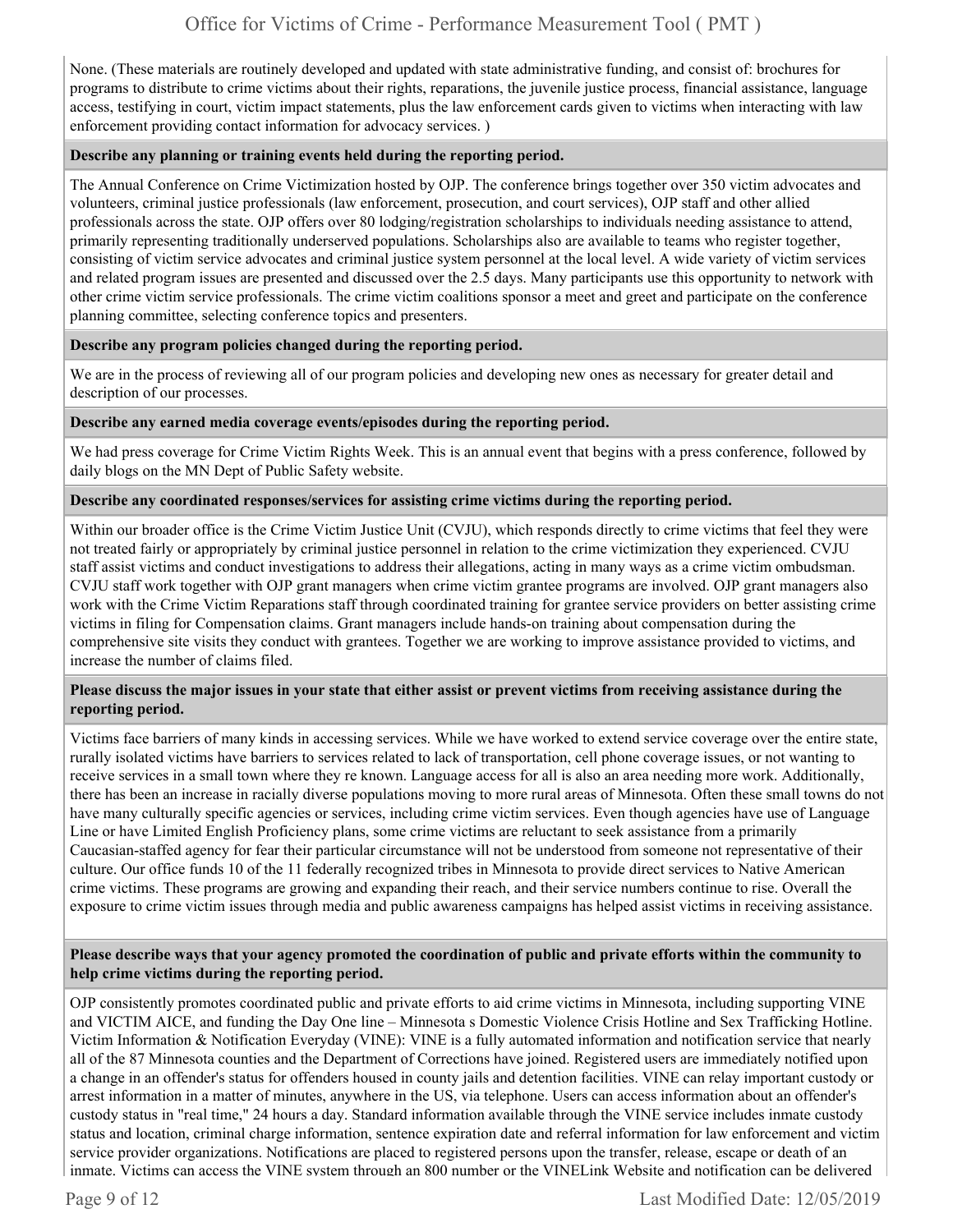None. (These materials are routinely developed and updated with state administrative funding, and consist of: brochures for programs to distribute to crime victims about their rights, reparations, the juvenile justice process, financial assistance, language access, testifying in court, victim impact statements, plus the law enforcement cards given to victims when interacting with law enforcement providing contact information for advocacy services. )

**Describe any planning or training events held during the reporting period.**

The Annual Conference on Crime Victimization hosted by OJP. The conference brings together over 350 victim advocates and volunteers, criminal justice professionals (law enforcement, prosecution, and court services), OJP staff and other allied professionals across the state. OJP offers over 80 lodging/registration scholarships to individuals needing assistance to attend, primarily representing traditionally underserved populations. Scholarships also are available to teams who register together, consisting of victim service advocates and criminal justice system personnel at the local level. A wide variety of victim services and related program issues are presented and discussed over the 2.5 days. Many participants use this opportunity to network with other crime victim service professionals. The crime victim coalitions sponsor a meet and greet and participate on the conference planning committee, selecting conference topics and presenters.

**Describe any program policies changed during the reporting period.**

We are in the process of reviewing all of our program policies and developing new ones as necessary for greater detail and description of our processes.

**Describe any earned media coverage events/episodes during the reporting period.**

We had press coverage for Crime Victim Rights Week. This is an annual event that begins with a press conference, followed by daily blogs on the MN Dept of Public Safety website.

**Describe any coordinated responses/services for assisting crime victims during the reporting period.**

Within our broader office is the Crime Victim Justice Unit (CVJU), which responds directly to crime victims that feel they were not treated fairly or appropriately by criminal justice personnel in relation to the crime victimization they experienced. CVJU staff assist victims and conduct investigations to address their allegations, acting in many ways as a crime victim ombudsman. CVJU staff work together with OJP grant managers when crime victim grantee programs are involved. OJP grant managers also work with the Crime Victim Reparations staff through coordinated training for grantee service providers on better assisting crime victims in filing for Compensation claims. Grant managers include hands-on training about compensation during the comprehensive site visits they conduct with grantees. Together we are working to improve assistance provided to victims, and increase the number of claims filed.

**Please discuss the major issues in your state that either assist or prevent victims from receiving assistance during the reporting period.**

Victims face barriers of many kinds in accessing services. While we have worked to extend service coverage over the entire state, rurally isolated victims have barriers to services related to lack of transportation, cell phone coverage issues, or not wanting to receive services in a small town where they re known. Language access for all is also an area needing more work. Additionally, there has been an increase in racially diverse populations moving to more rural areas of Minnesota. Often these small towns do not have many culturally specific agencies or services, including crime victim services. Even though agencies have use of Language Line or have Limited English Proficiency plans, some crime victims are reluctant to seek assistance from a primarily Caucasian-staffed agency for fear their particular circumstance will not be understood from someone not representative of their culture. Our office funds 10 of the 11 federally recognized tribes in Minnesota to provide direct services to Native American crime victims. These programs are growing and expanding their reach, and their service numbers continue to rise. Overall the exposure to crime victim issues through media and public awareness campaigns has helped assist victims in receiving assistance.

**Please describe ways that your agency promoted the coordination of public and private efforts within the community to help crime victims during the reporting period.**

OJP consistently promotes coordinated public and private efforts to aid crime victims in Minnesota, including supporting VINE and VICTIM AICE, and funding the Day One line – Minnesota s Domestic Violence Crisis Hotline and Sex Trafficking Hotline. Victim Information & Notification Everyday (VINE): VINE is a fully automated information and notification service that nearly all of the 87 Minnesota counties and the Department of Corrections have joined. Registered users are immediately notified upon a change in an offender's status for offenders housed in county jails and detention facilities. VINE can relay important custody or arrest information in a matter of minutes, anywhere in the US, via telephone. Users can access information about an offender's custody status in "real time," 24 hours a day. Standard information available through the VINE service includes inmate custody status and location, criminal charge information, sentence expiration date and referral information for law enforcement and victim service provider organizations. Notifications are placed to registered persons upon the transfer, release, escape or death of an inmate. Victims can access the VINE system through an 800 number or the VINELink Website and notification can be delivered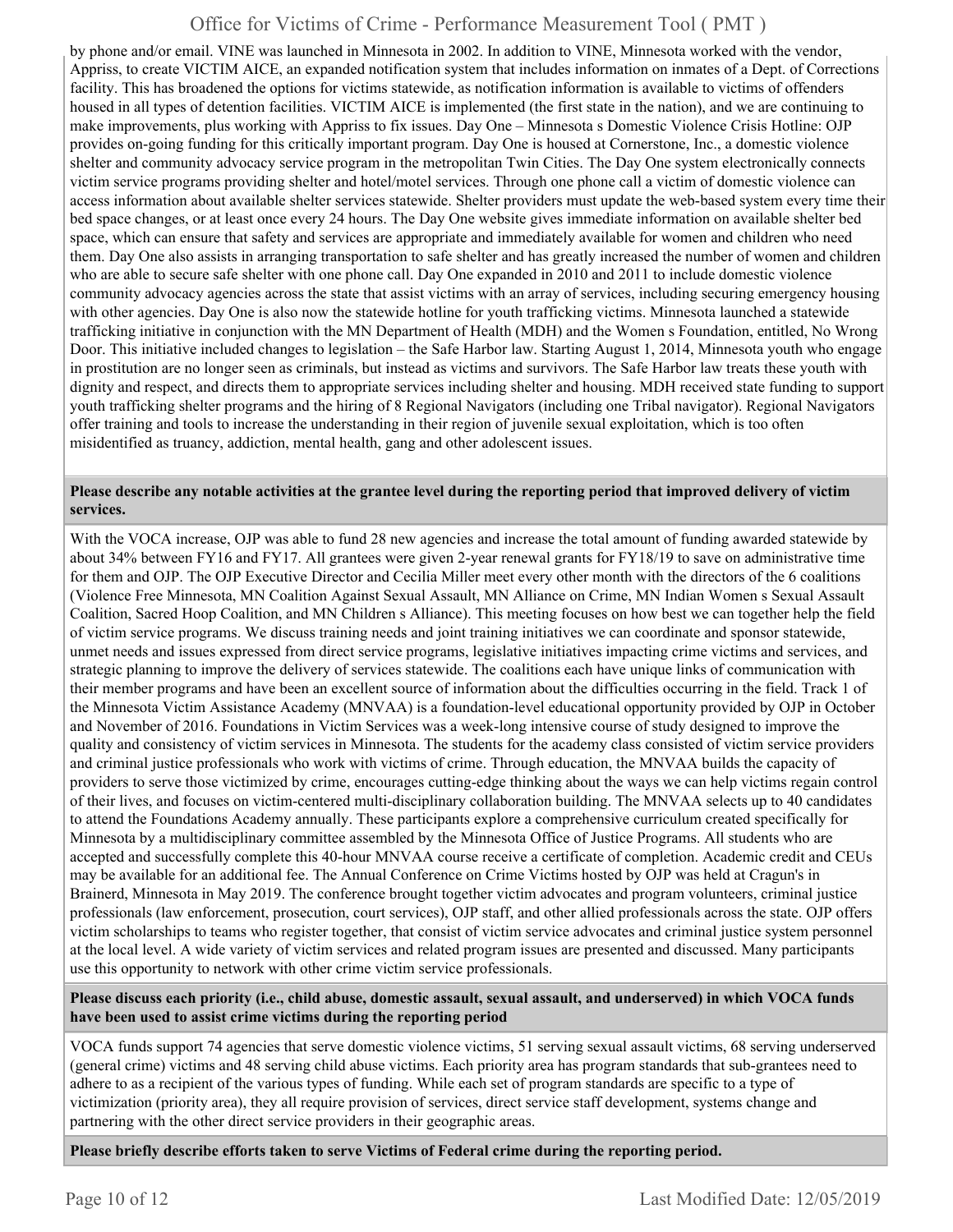by phone and/or email. VINE was launched in Minnesota in 2002. In addition to VINE, Minnesota worked with the vendor, Appriss, to create VICTIM AICE, an expanded notification system that includes information on inmates of a Dept. of Corrections facility. This has broadened the options for victims statewide, as notification information is available to victims of offenders housed in all types of detention facilities. VICTIM AICE is implemented (the first state in the nation), and we are continuing to make improvements, plus working with Appriss to fix issues. Day One – Minnesota s Domestic Violence Crisis Hotline: OJP provides on-going funding for this critically important program. Day One is housed at Cornerstone, Inc., a domestic violence shelter and community advocacy service program in the metropolitan Twin Cities. The Day One system electronically connects victim service programs providing shelter and hotel/motel services. Through one phone call a victim of domestic violence can access information about available shelter services statewide. Shelter providers must update the web-based system every time their bed space changes, or at least once every 24 hours. The Day One website gives immediate information on available shelter bed space, which can ensure that safety and services are appropriate and immediately available for women and children who need them. Day One also assists in arranging transportation to safe shelter and has greatly increased the number of women and children who are able to secure safe shelter with one phone call. Day One expanded in 2010 and 2011 to include domestic violence community advocacy agencies across the state that assist victims with an array of services, including securing emergency housing with other agencies. Day One is also now the statewide hotline for youth trafficking victims. Minnesota launched a statewide trafficking initiative in conjunction with the MN Department of Health (MDH) and the Women s Foundation, entitled, No Wrong Door. This initiative included changes to legislation – the Safe Harbor law. Starting August 1, 2014, Minnesota youth who engage in prostitution are no longer seen as criminals, but instead as victims and survivors. The Safe Harbor law treats these youth with dignity and respect, and directs them to appropriate services including shelter and housing. MDH received state funding to support youth trafficking shelter programs and the hiring of 8 Regional Navigators (including one Tribal navigator). Regional Navigators offer training and tools to increase the understanding in their region of juvenile sexual exploitation, which is too often misidentified as truancy, addiction, mental health, gang and other adolescent issues.

**Please describe any notable activities at the grantee level during the reporting period that improved delivery of victim services.**

With the VOCA increase, OJP was able to fund 28 new agencies and increase the total amount of funding awarded statewide by about 34% between FY16 and FY17. All grantees were given 2-year renewal grants for FY18/19 to save on administrative time for them and OJP. The OJP Executive Director and Cecilia Miller meet every other month with the directors of the 6 coalitions (Violence Free Minnesota, MN Coalition Against Sexual Assault, MN Alliance on Crime, MN Indian Women s Sexual Assault Coalition, Sacred Hoop Coalition, and MN Children s Alliance). This meeting focuses on how best we can together help the field of victim service programs. We discuss training needs and joint training initiatives we can coordinate and sponsor statewide, unmet needs and issues expressed from direct service programs, legislative initiatives impacting crime victims and services, and strategic planning to improve the delivery of services statewide. The coalitions each have unique links of communication with their member programs and have been an excellent source of information about the difficulties occurring in the field. Track 1 of the Minnesota Victim Assistance Academy (MNVAA) is a foundation-level educational opportunity provided by OJP in October and November of 2016. Foundations in Victim Services was a week-long intensive course of study designed to improve the quality and consistency of victim services in Minnesota. The students for the academy class consisted of victim service providers and criminal justice professionals who work with victims of crime. Through education, the MNVAA builds the capacity of providers to serve those victimized by crime, encourages cutting-edge thinking about the ways we can help victims regain control of their lives, and focuses on victim-centered multi-disciplinary collaboration building. The MNVAA selects up to 40 candidates to attend the Foundations Academy annually. These participants explore a comprehensive curriculum created specifically for Minnesota by a multidisciplinary committee assembled by the Minnesota Office of Justice Programs. All students who are accepted and successfully complete this 40-hour MNVAA course receive a certificate of completion. Academic credit and CEUs may be available for an additional fee. The Annual Conference on Crime Victims hosted by OJP was held at Cragun's in Brainerd, Minnesota in May 2019. The conference brought together victim advocates and program volunteers, criminal justice professionals (law enforcement, prosecution, court services), OJP staff, and other allied professionals across the state. OJP offers victim scholarships to teams who register together, that consist of victim service advocates and criminal justice system personnel at the local level. A wide variety of victim services and related program issues are presented and discussed. Many participants use this opportunity to network with other crime victim service professionals.

**Please discuss each priority (i.e., child abuse, domestic assault, sexual assault, and underserved) in which VOCA funds have been used to assist crime victims during the reporting period**

VOCA funds support 74 agencies that serve domestic violence victims, 51 serving sexual assault victims, 68 serving underserved (general crime) victims and 48 serving child abuse victims. Each priority area has program standards that sub-grantees need to adhere to as a recipient of the various types of funding. While each set of program standards are specific to a type of victimization (priority area), they all require provision of services, direct service staff development, systems change and partnering with the other direct service providers in their geographic areas.

**Please briefly describe efforts taken to serve Victims of Federal crime during the reporting period.**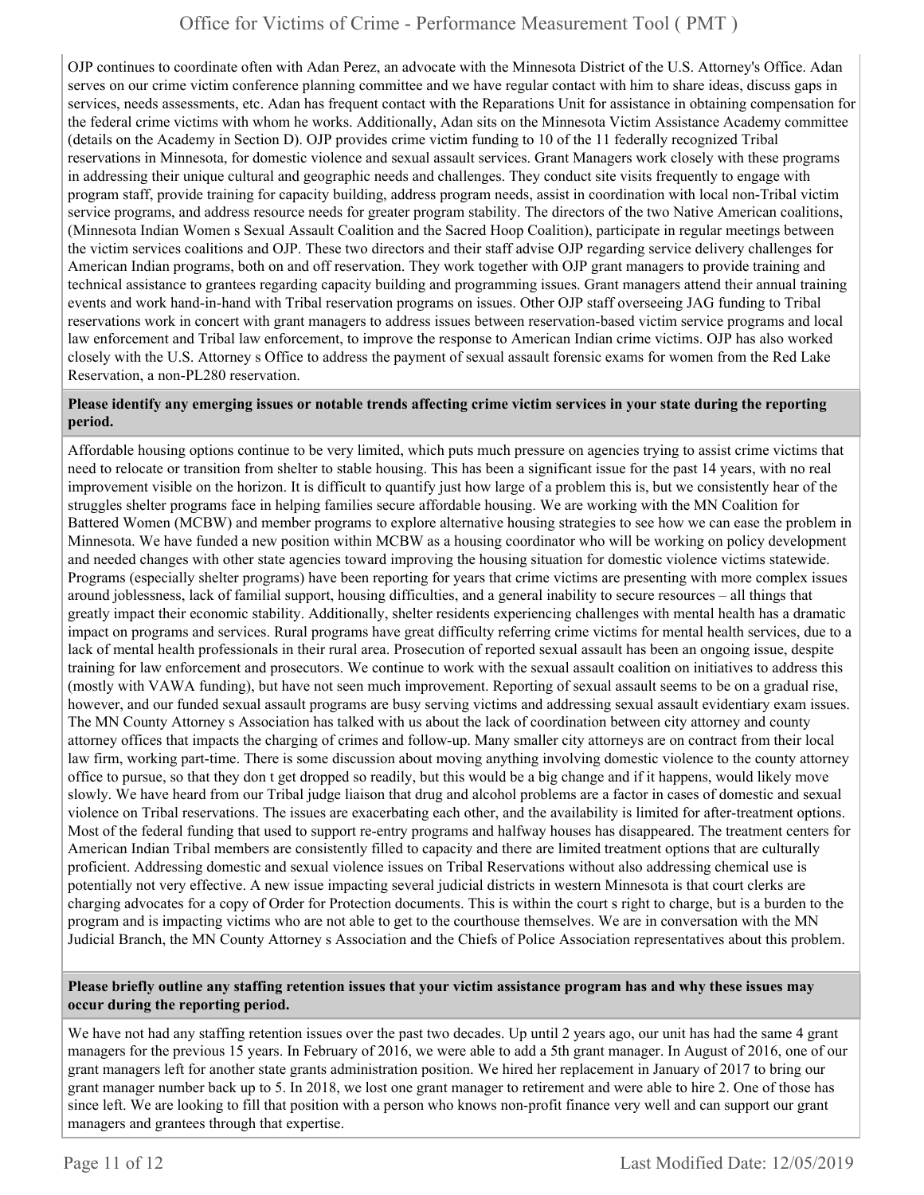OJP continues to coordinate often with Adan Perez, an advocate with the Minnesota District of the U.S. Attorney's Office. Adan serves on our crime victim conference planning committee and we have regular contact with him to share ideas, discuss gaps in services, needs assessments, etc. Adan has frequent contact with the Reparations Unit for assistance in obtaining compensation for the federal crime victims with whom he works. Additionally, Adan sits on the Minnesota Victim Assistance Academy committee (details on the Academy in Section D). OJP provides crime victim funding to 10 of the 11 federally recognized Tribal reservations in Minnesota, for domestic violence and sexual assault services. Grant Managers work closely with these programs in addressing their unique cultural and geographic needs and challenges. They conduct site visits frequently to engage with program staff, provide training for capacity building, address program needs, assist in coordination with local non-Tribal victim service programs, and address resource needs for greater program stability. The directors of the two Native American coalitions, (Minnesota Indian Women s Sexual Assault Coalition and the Sacred Hoop Coalition), participate in regular meetings between the victim services coalitions and OJP. These two directors and their staff advise OJP regarding service delivery challenges for American Indian programs, both on and off reservation. They work together with OJP grant managers to provide training and technical assistance to grantees regarding capacity building and programming issues. Grant managers attend their annual training events and work hand-in-hand with Tribal reservation programs on issues. Other OJP staff overseeing JAG funding to Tribal reservations work in concert with grant managers to address issues between reservation-based victim service programs and local law enforcement and Tribal law enforcement, to improve the response to American Indian crime victims. OJP has also worked closely with the U.S. Attorney s Office to address the payment of sexual assault forensic exams for women from the Red Lake Reservation, a non-PL280 reservation.

**Please identify any emerging issues or notable trends affecting crime victim services in your state during the reporting period.**

Affordable housing options continue to be very limited, which puts much pressure on agencies trying to assist crime victims that need to relocate or transition from shelter to stable housing. This has been a significant issue for the past 14 years, with no real improvement visible on the horizon. It is difficult to quantify just how large of a problem this is, but we consistently hear of the struggles shelter programs face in helping families secure affordable housing. We are working with the MN Coalition for Battered Women (MCBW) and member programs to explore alternative housing strategies to see how we can ease the problem in Minnesota. We have funded a new position within MCBW as a housing coordinator who will be working on policy development and needed changes with other state agencies toward improving the housing situation for domestic violence victims statewide. Programs (especially shelter programs) have been reporting for years that crime victims are presenting with more complex issues around joblessness, lack of familial support, housing difficulties, and a general inability to secure resources – all things that greatly impact their economic stability. Additionally, shelter residents experiencing challenges with mental health has a dramatic impact on programs and services. Rural programs have great difficulty referring crime victims for mental health services, due to a lack of mental health professionals in their rural area. Prosecution of reported sexual assault has been an ongoing issue, despite training for law enforcement and prosecutors. We continue to work with the sexual assault coalition on initiatives to address this (mostly with VAWA funding), but have not seen much improvement. Reporting of sexual assault seems to be on a gradual rise, however, and our funded sexual assault programs are busy serving victims and addressing sexual assault evidentiary exam issues. The MN County Attorney s Association has talked with us about the lack of coordination between city attorney and county attorney offices that impacts the charging of crimes and follow-up. Many smaller city attorneys are on contract from their local law firm, working part-time. There is some discussion about moving anything involving domestic violence to the county attorney office to pursue, so that they don t get dropped so readily, but this would be a big change and if it happens, would likely move slowly. We have heard from our Tribal judge liaison that drug and alcohol problems are a factor in cases of domestic and sexual violence on Tribal reservations. The issues are exacerbating each other, and the availability is limited for after-treatment options. Most of the federal funding that used to support re-entry programs and halfway houses has disappeared. The treatment centers for American Indian Tribal members are consistently filled to capacity and there are limited treatment options that are culturally proficient. Addressing domestic and sexual violence issues on Tribal Reservations without also addressing chemical use is potentially not very effective. A new issue impacting several judicial districts in western Minnesota is that court clerks are charging advocates for a copy of Order for Protection documents. This is within the court s right to charge, but is a burden to the program and is impacting victims who are not able to get to the courthouse themselves. We are in conversation with the MN Judicial Branch, the MN County Attorney s Association and the Chiefs of Police Association representatives about this problem.

**Please briefly outline any staffing retention issues that your victim assistance program has and why these issues may occur during the reporting period.**

We have not had any staffing retention issues over the past two decades. Up until 2 years ago, our unit has had the same 4 grant managers for the previous 15 years. In February of 2016, we were able to add a 5th grant manager. In August of 2016, one of our grant managers left for another state grants administration position. We hired her replacement in January of 2017 to bring our grant manager number back up to 5. In 2018, we lost one grant manager to retirement and were able to hire 2. One of those has since left. We are looking to fill that position with a person who knows non-profit finance very well and can support our grant managers and grantees through that expertise.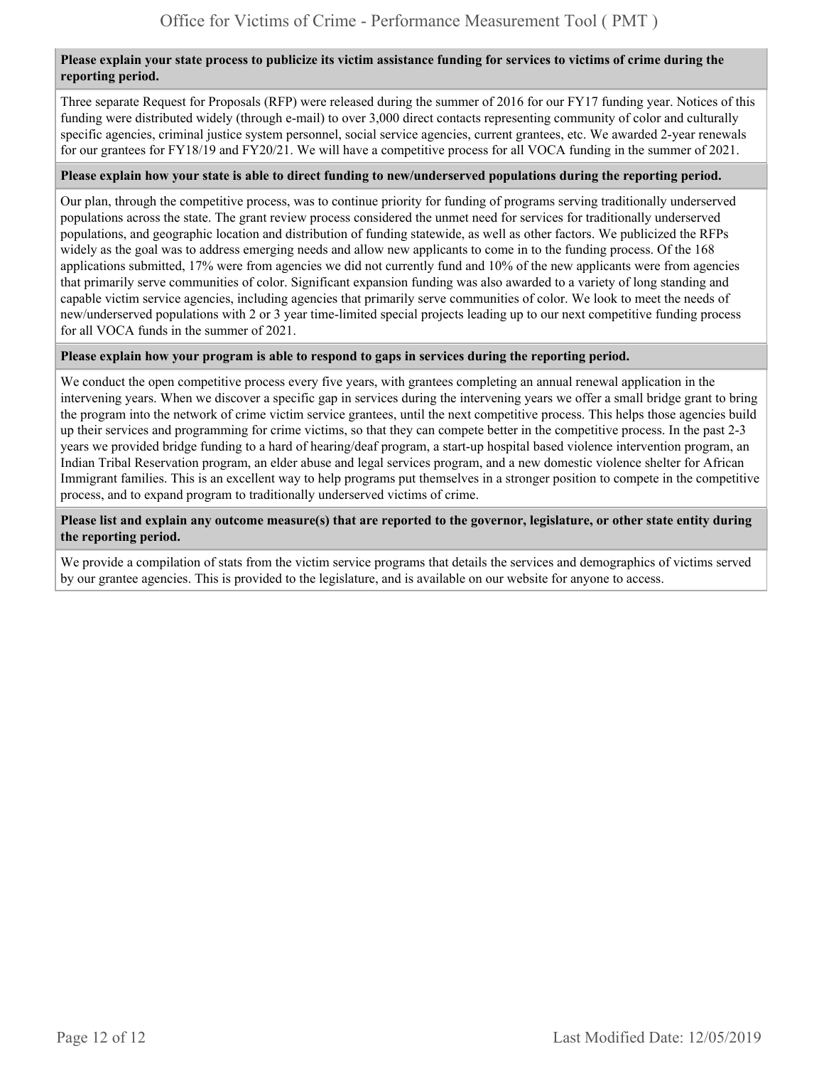**Please explain your state process to publicize its victim assistance funding for services to victims of crime during the reporting period.**

Three separate Request for Proposals (RFP) were released during the summer of 2016 for our FY17 funding year. Notices of this funding were distributed widely (through e-mail) to over 3,000 direct contacts representing community of color and culturally specific agencies, criminal justice system personnel, social service agencies, current grantees, etc. We awarded 2-year renewals for our grantees for FY18/19 and FY20/21. We will have a competitive process for all VOCA funding in the summer of 2021.

**Please explain how your state is able to direct funding to new/underserved populations during the reporting period.**

Our plan, through the competitive process, was to continue priority for funding of programs serving traditionally underserved populations across the state. The grant review process considered the unmet need for services for traditionally underserved populations, and geographic location and distribution of funding statewide, as well as other factors. We publicized the RFPs widely as the goal was to address emerging needs and allow new applicants to come in to the funding process. Of the 168 applications submitted, 17% were from agencies we did not currently fund and 10% of the new applicants were from agencies that primarily serve communities of color. Significant expansion funding was also awarded to a variety of long standing and capable victim service agencies, including agencies that primarily serve communities of color. We look to meet the needs of new/underserved populations with 2 or 3 year time-limited special projects leading up to our next competitive funding process for all VOCA funds in the summer of 2021.

**Please explain how your program is able to respond to gaps in services during the reporting period.**

We conduct the open competitive process every five years, with grantees completing an annual renewal application in the intervening years. When we discover a specific gap in services during the intervening years we offer a small bridge grant to bring the program into the network of crime victim service grantees, until the next competitive process. This helps those agencies build up their services and programming for crime victims, so that they can compete better in the competitive process. In the past 2-3 years we provided bridge funding to a hard of hearing/deaf program, a start-up hospital based violence intervention program, an Indian Tribal Reservation program, an elder abuse and legal services program, and a new domestic violence shelter for African Immigrant families. This is an excellent way to help programs put themselves in a stronger position to compete in the competitive process, and to expand program to traditionally underserved victims of crime.

**Please list and explain any outcome measure(s) that are reported to the governor, legislature, or other state entity during the reporting period.**

We provide a compilation of stats from the victim service programs that details the services and demographics of victims served by our grantee agencies. This is provided to the legislature, and is available on our website for anyone to access.